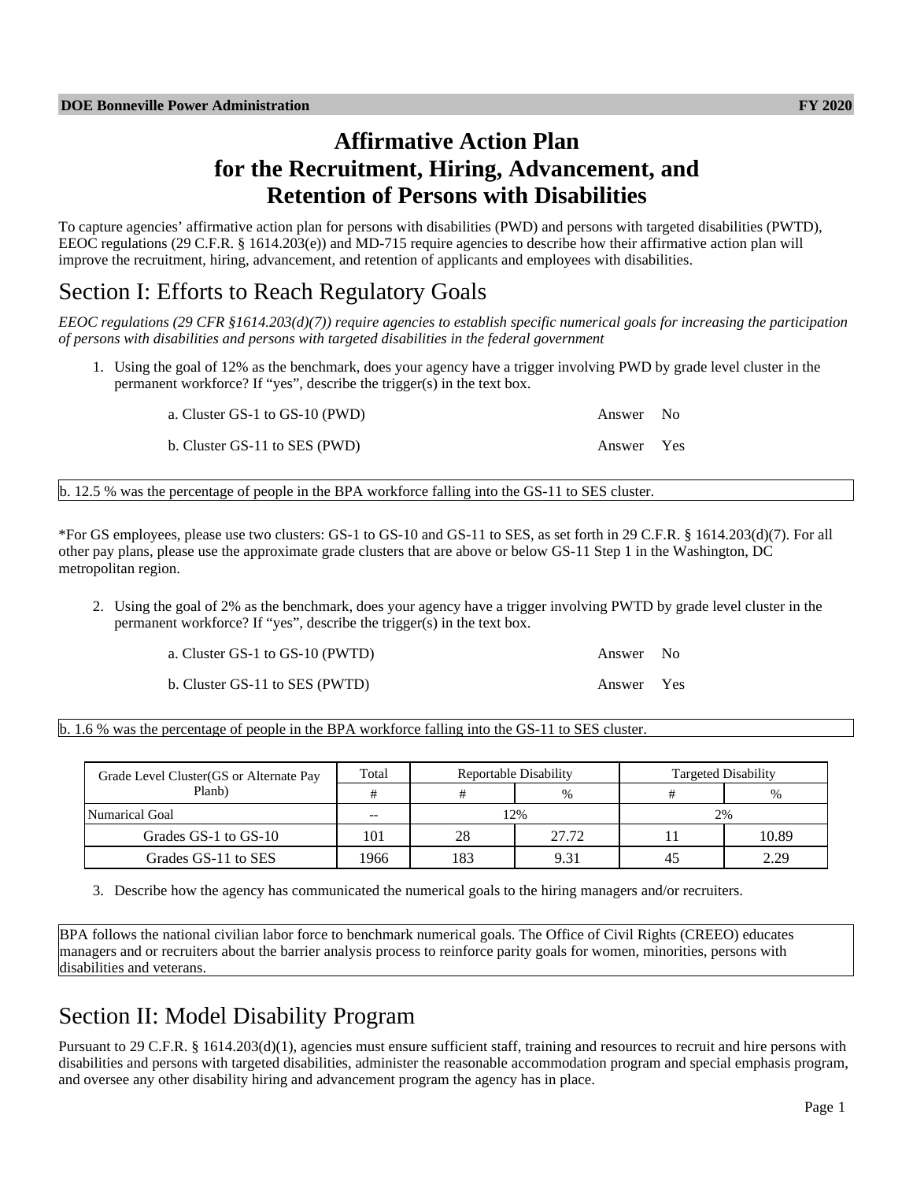DOE Bonneville Power Administration FY 2020

# Affirmative Action Plan for the Recruitment, Hiring, Advancement, and Retention of Persons with Disabilities

To capture agencies' affirmative action plan for persons with disabilities (PWD) and persons with targeted disabilities (PWTD), EEOC regulations (29 C.F.R. § 1614.203(e)) and MD-715 require agencies to describe how their affirmative action plan will improve the recruitment, hiring, advancement, and retention of applicants and employees with disabilities.

## Section I: Efforts to Reach Regulatory Goals

*EEOC regulations (29 CFR §1614.203(d)(7)) require agencies to establish specific numerical goals for increasing the participation of persons with disabilities and persons with targeted disabilities in the federal government*

1. Using the goal of 12% as the benchmark, does your agency have a trigger involving PWD by grade level cluster in the permanent workforce? If "yes", describe the trigger(s) in the text box.

   a. Cluster GS-1 to GS-10 (PWD) Answer No

   b. Cluster GS-11 to SES (PWD) Answer Yes

b. 12.5 % was the percentage of people in the BPA workforce falling into the GS-11 to SES cluster.

*For GS employees, please use two clusters: GS-1 to GS-10 and GS-11 to SES, as set forth in 29 C.F.R. § 1614.203(d)(7). For all other pay plans, please use the approximate grade clusters that are above or below GS-11 Step 1 in the Washington, DC metropolitan region.

2. Using the goal of 2% as the benchmark, does your agency have a trigger involving PWTD by grade level cluster in the permanent workforce? If "yes", describe the trigger(s) in the text box.

   a. Cluster GS-1 to GS-10 (PWTD) Answer No

   b. Cluster GS-11 to SES (PWTD) Answer Yes

b. 1.6 % was the percentage of people in the BPA workforce falling into the GS-11 to SES cluster.

| Grade Level Cluster(GS or Alternate Pay Planb) | Total | Reportable Disability | | Targeted Disability | |
|---|---|---|---|---|---|
| | # | # | % | # | % |
| Numarical Goal | -- | 12% | | 2% | |
| Grades GS-1 to GS-10 | 101 | 28 | 27.72 | 11 | 10.89 |
| Grades GS-11 to SES | 1966 | 183 | 9.31 | 45 | 2.29 |

3. Describe how the agency has communicated the numerical goals to the hiring managers and/or recruiters.

BPA follows the national civilian labor force to benchmark numerical goals. The Office of Civil Rights (CREEO) educates managers and or recruiters about the barrier analysis process to reinforce parity goals for women, minorities, persons with disabilities and veterans.

## Section II: Model Disability Program

Pursuant to 29 C.F.R. § 1614.203(d)(1), agencies must ensure sufficient staff, training and resources to recruit and hire persons with disabilities and persons with targeted disabilities, administer the reasonable accommodation program and special emphasis program, and oversee any other disability hiring and advancement program the agency has in place.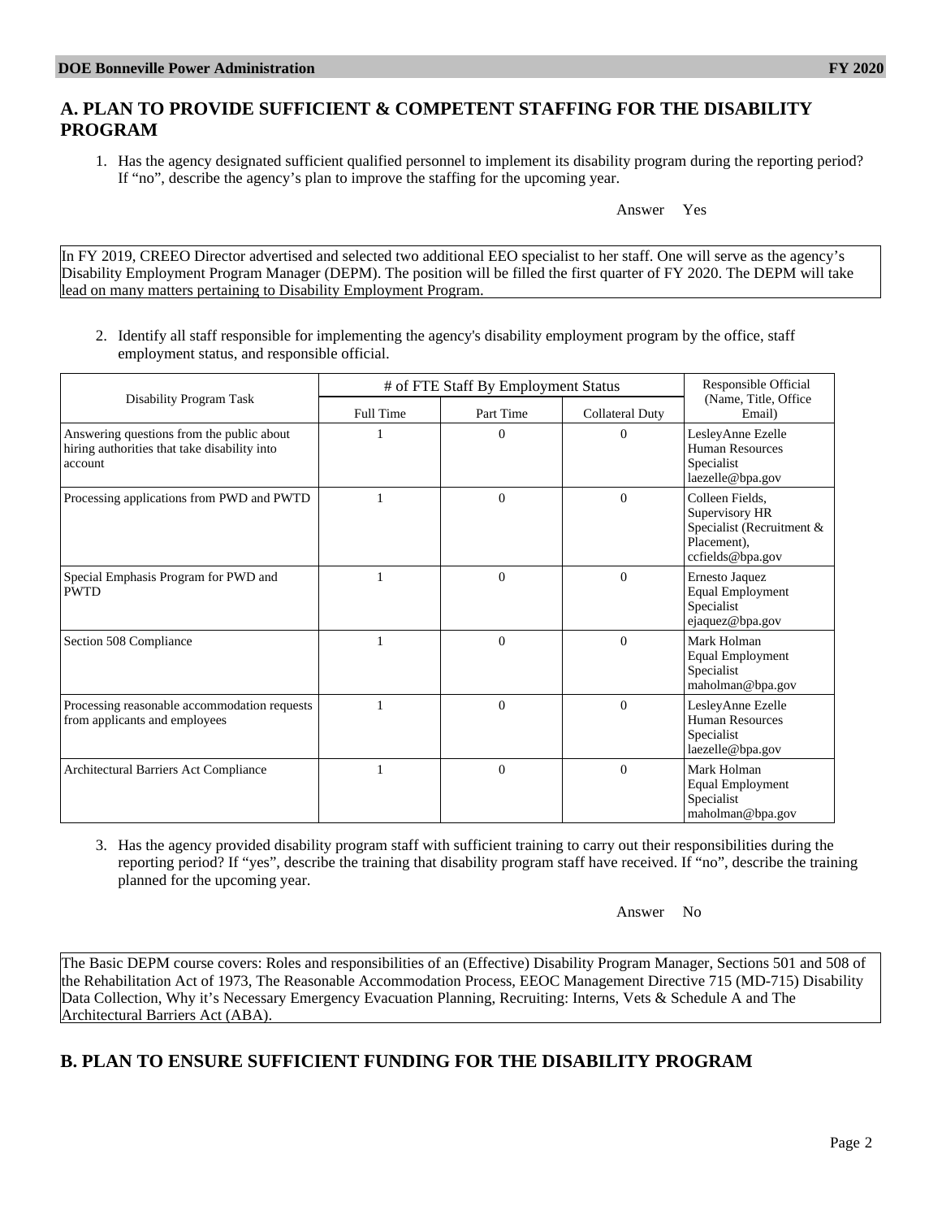## A. PLAN TO PROVIDE SUFFICIENT & COMPETENT STAFFING FOR THE DISABILITY PROGRAM

1. Has the agency designated sufficient qualified personnel to implement its disability program during the reporting period? If "no", describe the agency's plan to improve the staffing for the upcoming year.

Answer Yes

In FY 2019, CREEO Director advertised and selected two additional EEO specialist to her staff. One will serve as the agency's Disability Employment Program Manager (DEPM). The position will be filled the first quarter of FY 2020. The DEPM will take lead on many matters pertaining to Disability Employment Program.

2. Identify all staff responsible for implementing the agency's disability employment program by the office, staff employment status, and responsible official.

| Disability Program Task | # of FTE Staff By Employment Status | | | Responsible Official (Name, Title, Office Email) |
|---|---|---|---|---|
| | Full Time | Part Time | Collateral Duty | |
| Answering questions from the public about hiring authorities that take disability into account | 1 | 0 | 0 | LesleyAnne Ezelle Human Resources Specialist laezelle@bpa.gov |
| Processing applications from PWD and PWTD | 1 | 0 | 0 | Colleen Fields, Supervisory HR Specialist (Recruitment & Placement), ccfields@bpa.gov |
| Special Emphasis Program for PWD and PWTD | 1 | 0 | 0 | Ernesto Jaquez Equal Employment Specialist ejaquez@bpa.gov |
| Section 508 Compliance | 1 | 0 | 0 | Mark Holman Equal Employment Specialist maholman@bpa.gov |
| Processing reasonable accommodation requests from applicants and employees | 1 | 0 | 0 | LesleyAnne Ezelle Human Resources Specialist laezelle@bpa.gov |
| Architectural Barriers Act Compliance | 1 | 0 | 0 | Mark Holman Equal Employment Specialist maholman@bpa.gov |

3. Has the agency provided disability program staff with sufficient training to carry out their responsibilities during the reporting period? If "yes", describe the training that disability program staff have received. If "no", describe the training planned for the upcoming year.

Answer No

The Basic DEPM course covers: Roles and responsibilities of an (Effective) Disability Program Manager, Sections 501 and 508 of the Rehabilitation Act of 1973, The Reasonable Accommodation Process, EEOC Management Directive 715 (MD-715) Disability Data Collection, Why it's Necessary Emergency Evacuation Planning, Recruiting: Interns, Vets & Schedule A and The Architectural Barriers Act (ABA).

## B. PLAN TO ENSURE SUFFICIENT FUNDING FOR THE DISABILITY PROGRAM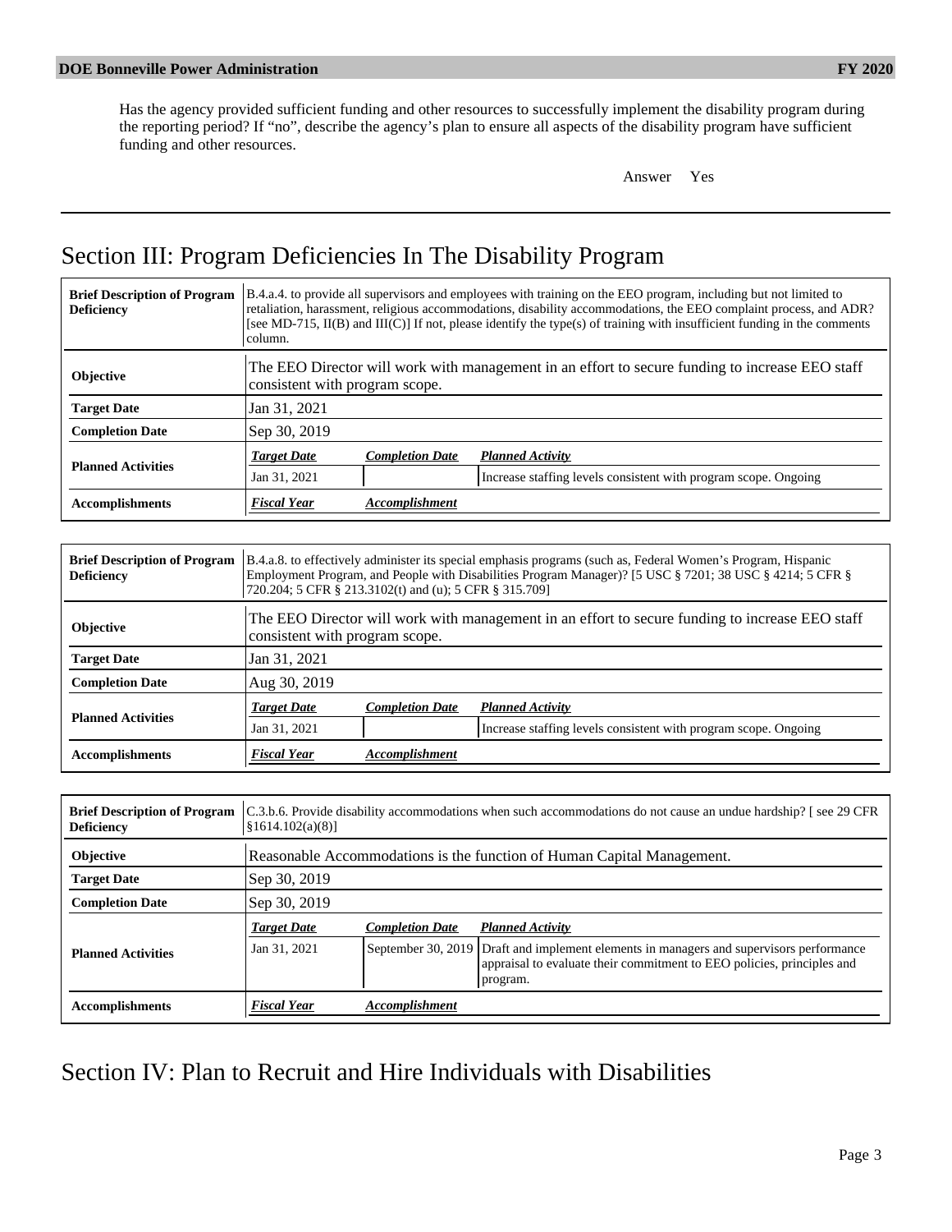Has the agency provided sufficient funding and other resources to successfully implement the disability program during the reporting period? If "no", describe the agency's plan to ensure all aspects of the disability program have sufficient funding and other resources.

Answer Yes

# Section III: Program Deficiencies In The Disability Program

| **Brief Description of Program Deficiency** | B.4.a.4. to provide all supervisors and employees with training on the EEO program, including but not limited to retaliation, harassment, religious accommodations, disability accommodations, the EEO complaint process, and ADR? [see MD-715, II(B) and III(C)] If not, please identify the type(s) of training with insufficient funding in the comments column. | |
|---|---|---|
| **Objective** | The EEO Director will work with management in an effort to secure funding to increase EEO staff consistent with program scope. | |
| **Target Date** | Jan 31, 2021 | |
| **Completion Date** | Sep 30, 2019 | |
| **Planned Activities** | ***Target Date*** / ***Completion Date*** | ***Planned Activity*** |
| | Jan 31, 2021 / | Increase staffing levels consistent with program scope. Ongoing |
| **Accomplishments** | ***Fiscal Year*** | ***Accomplishment*** |

| **Brief Description of Program Deficiency** | B.4.a.8. to effectively administer its special emphasis programs (such as, Federal Women's Program, Hispanic Employment Program, and People with Disabilities Program Manager)? [5 USC § 7201; 38 USC § 4214; 5 CFR § 720.204; 5 CFR § 213.3102(t) and (u); 5 CFR § 315.709] | |
|---|---|---|
| **Objective** | The EEO Director will work with management in an effort to secure funding to increase EEO staff consistent with program scope. | |
| **Target Date** | Jan 31, 2021 | |
| **Completion Date** | Aug 30, 2019 | |
| **Planned Activities** | ***Target Date*** / ***Completion Date*** | ***Planned Activity*** |
| | Jan 31, 2021 / | Increase staffing levels consistent with program scope. Ongoing |
| **Accomplishments** | ***Fiscal Year*** | ***Accomplishment*** |

| **Brief Description of Program Deficiency** | C.3.b.6. Provide disability accommodations when such accommodations do not cause an undue hardship? [ see 29 CFR §1614.102(a)(8)] | |
|---|---|---|
| **Objective** | Reasonable Accommodations is the function of Human Capital Management. | |
| **Target Date** | Sep 30, 2019 | |
| **Completion Date** | Sep 30, 2019 | |
| **Planned Activities** | ***Target Date*** / ***Completion Date*** | ***Planned Activity*** |
| | Jan 31, 2021 / September 30, 2019 | Draft and implement elements in managers and supervisors performance appraisal to evaluate their commitment to EEO policies, principles and program. |
| **Accomplishments** | ***Fiscal Year*** | ***Accomplishment*** |

# Section IV: Plan to Recruit and Hire Individuals with Disabilities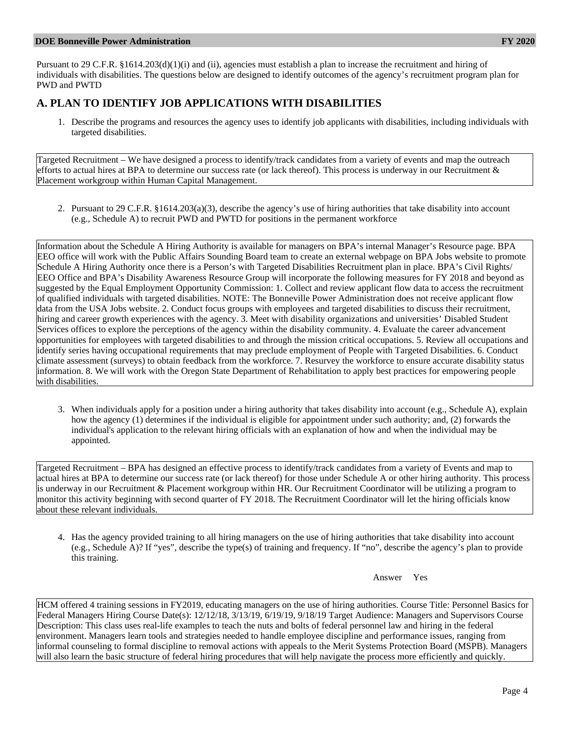Pursuant to 29 C.F.R. §1614.203(d)(1)(i) and (ii), agencies must establish a plan to increase the recruitment and hiring of individuals with disabilities. The questions below are designed to identify outcomes of the agency's recruitment program plan for PWD and PWTD

## A. PLAN TO IDENTIFY JOB APPLICATIONS WITH DISABILITIES

1. Describe the programs and resources the agency uses to identify job applicants with disabilities, including individuals with targeted disabilities.

Targeted Recruitment – We have designed a process to identify/track candidates from a variety of events and map the outreach efforts to actual hires at BPA to determine our success rate (or lack thereof). This process is underway in our Recruitment & Placement workgroup within Human Capital Management.

2. Pursuant to 29 C.F.R. §1614.203(a)(3), describe the agency's use of hiring authorities that take disability into account (e.g., Schedule A) to recruit PWD and PWTD for positions in the permanent workforce

Information about the Schedule A Hiring Authority is available for managers on BPA's internal Manager's Resource page. BPA EEO office will work with the Public Affairs Sounding Board team to create an external webpage on BPA Jobs website to promote Schedule A Hiring Authority once there is a Person's with Targeted Disabilities Recruitment plan in place. BPA's Civil Rights/ EEO Office and BPA's Disability Awareness Resource Group will incorporate the following measures for FY 2018 and beyond as suggested by the Equal Employment Opportunity Commission: 1. Collect and review applicant flow data to access the recruitment of qualified individuals with targeted disabilities. NOTE: The Bonneville Power Administration does not receive applicant flow data from the USA Jobs website. 2. Conduct focus groups with employees and targeted disabilities to discuss their recruitment, hiring and career growth experiences with the agency. 3. Meet with disability organizations and universities' Disabled Student Services offices to explore the perceptions of the agency within the disability community. 4. Evaluate the career advancement opportunities for employees with targeted disabilities to and through the mission critical occupations. 5. Review all occupations and identify series having occupational requirements that may preclude employment of People with Targeted Disabilities. 6. Conduct climate assessment (surveys) to obtain feedback from the workforce. 7. Resurvey the workforce to ensure accurate disability status information. 8. We will work with the Oregon State Department of Rehabilitation to apply best practices for empowering people with disabilities.

3. When individuals apply for a position under a hiring authority that takes disability into account (e.g., Schedule A), explain how the agency (1) determines if the individual is eligible for appointment under such authority; and, (2) forwards the individual's application to the relevant hiring officials with an explanation of how and when the individual may be appointed.

Targeted Recruitment – BPA has designed an effective process to identify/track candidates from a variety of Events and map to actual hires at BPA to determine our success rate (or lack thereof) for those under Schedule A or other hiring authority. This process is underway in our Recruitment & Placement workgroup within HR. Our Recruitment Coordinator will be utilizing a program to monitor this activity beginning with second quarter of FY 2018. The Recruitment Coordinator will let the hiring officials know about these relevant individuals.

4. Has the agency provided training to all hiring managers on the use of hiring authorities that take disability into account (e.g., Schedule A)? If "yes", describe the type(s) of training and frequency. If "no", describe the agency's plan to provide this training.

Answer Yes

HCM offered 4 training sessions in FY2019, educating managers on the use of hiring authorities. Course Title: Personnel Basics for Federal Managers Hiring Course Date(s): 12/12/18, 3/13/19, 6/19/19, 9/18/19 Target Audience: Managers and Supervisors Course Description: This class uses real-life examples to teach the nuts and bolts of federal personnel law and hiring in the federal environment. Managers learn tools and strategies needed to handle employee discipline and performance issues, ranging from informal counseling to formal discipline to removal actions with appeals to the Merit Systems Protection Board (MSPB). Managers will also learn the basic structure of federal hiring procedures that will help navigate the process more efficiently and quickly.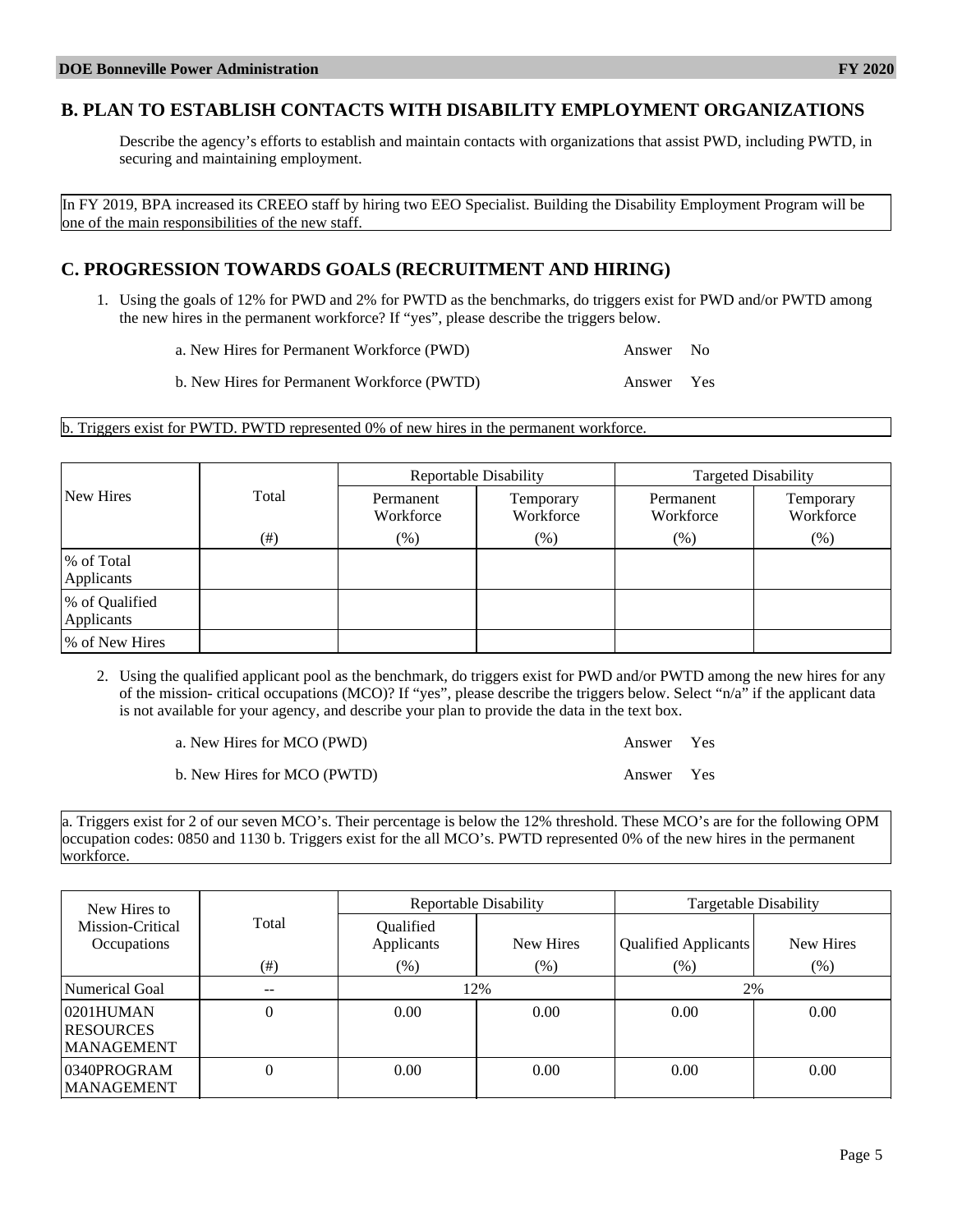## B. PLAN TO ESTABLISH CONTACTS WITH DISABILITY EMPLOYMENT ORGANIZATIONS

Describe the agency's efforts to establish and maintain contacts with organizations that assist PWD, including PWTD, in securing and maintaining employment.

In FY 2019, BPA increased its CREEO staff by hiring two EEO Specialist. Building the Disability Employment Program will be one of the main responsibilities of the new staff.

## C. PROGRESSION TOWARDS GOALS (RECRUITMENT AND HIRING)

1. Using the goals of 12% for PWD and 2% for PWTD as the benchmarks, do triggers exist for PWD and/or PWTD among the new hires in the permanent workforce? If "yes", please describe the triggers below.

   a. New Hires for Permanent Workforce (PWD) — Answer No

   b. New Hires for Permanent Workforce (PWTD) — Answer Yes

b. Triggers exist for PWTD. PWTD represented 0% of new hires in the permanent workforce.

| New Hires | Total | Reportable Disability | | Targeted Disability | |
|---|---|---|---|---|---|
| | | Permanent Workforce | Temporary Workforce | Permanent Workforce | Temporary Workforce |
| | (#) | (%) | (%) | (%) | (%) |
| % of Total Applicants | | | | | |
| % of Qualified Applicants | | | | | |
| % of New Hires | | | | | |

2. Using the qualified applicant pool as the benchmark, do triggers exist for PWD and/or PWTD among the new hires for any of the mission- critical occupations (MCO)? If "yes", please describe the triggers below. Select "n/a" if the applicant data is not available for your agency, and describe your plan to provide the data in the text box.

   a. New Hires for MCO (PWD) — Answer Yes

   b. New Hires for MCO (PWTD) — Answer Yes

a. Triggers exist for 2 of our seven MCO's. Their percentage is below the 12% threshold. These MCO's are for the following OPM occupation codes: 0850 and 1130 b. Triggers exist for the all MCO's. PWTD represented 0% of the new hires in the permanent workforce.

| New Hires to Mission-Critical Occupations | Total | Reportable Disability | | Targetable Disability | |
|---|---|---|---|---|---|
| | | Qualified Applicants | New Hires | Qualified Applicants | New Hires |
| | (#) | (%) | (%) | (%) | (%) |
| Numerical Goal | -- | 12% | | 2% | |
| 0201HUMAN RESOURCES MANAGEMENT | 0 | 0.00 | 0.00 | 0.00 | 0.00 |
| 0340PROGRAM MANAGEMENT | 0 | 0.00 | 0.00 | 0.00 | 0.00 |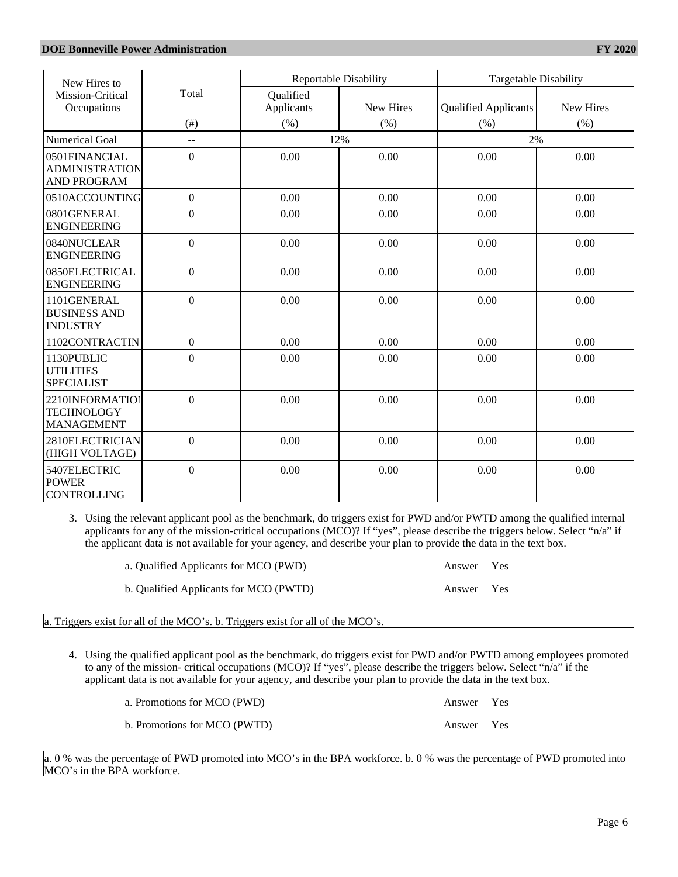| New Hires to Mission-Critical Occupations | Total | Reportable Disability | | Targetable Disability | |
|---|---|---|---|---|---|
| | | Qualified Applicants | New Hires | Qualified Applicants | New Hires |
| | (#) | (%) | (%) | (%) | (%) |
| Numerical Goal | -- | 12% | | 2% | |
| 0501FINANCIAL ADMINISTRATION AND PROGRAM | 0 | 0.00 | 0.00 | 0.00 | 0.00 |
| 0510ACCOUNTING | 0 | 0.00 | 0.00 | 0.00 | 0.00 |
| 0801GENERAL ENGINEERING | 0 | 0.00 | 0.00 | 0.00 | 0.00 |
| 0840NUCLEAR ENGINEERING | 0 | 0.00 | 0.00 | 0.00 | 0.00 |
| 0850ELECTRICAL ENGINEERING | 0 | 0.00 | 0.00 | 0.00 | 0.00 |
| 1101GENERAL BUSINESS AND INDUSTRY | 0 | 0.00 | 0.00 | 0.00 | 0.00 |
| 1102CONTRACTING | 0 | 0.00 | 0.00 | 0.00 | 0.00 |
| 1130PUBLIC UTILITIES SPECIALIST | 0 | 0.00 | 0.00 | 0.00 | 0.00 |
| 2210INFORMATION TECHNOLOGY MANAGEMENT | 0 | 0.00 | 0.00 | 0.00 | 0.00 |
| 2810ELECTRICIAN (HIGH VOLTAGE) | 0 | 0.00 | 0.00 | 0.00 | 0.00 |
| 5407ELECTRIC POWER CONTROLLING | 0 | 0.00 | 0.00 | 0.00 | 0.00 |

3. Using the relevant applicant pool as the benchmark, do triggers exist for PWD and/or PWTD among the qualified internal applicants for any of the mission-critical occupations (MCO)? If "yes", please describe the triggers below. Select "n/a" if the applicant data is not available for your agency, and describe your plan to provide the data in the text box.

   a. Qualified Applicants for MCO (PWD) Answer Yes

   b. Qualified Applicants for MCO (PWTD) Answer Yes

a. Triggers exist for all of the MCO's. b. Triggers exist for all of the MCO's.

4. Using the qualified applicant pool as the benchmark, do triggers exist for PWD and/or PWTD among employees promoted to any of the mission- critical occupations (MCO)? If "yes", please describe the triggers below. Select "n/a" if the applicant data is not available for your agency, and describe your plan to provide the data in the text box.

   a. Promotions for MCO (PWD) Answer Yes

   b. Promotions for MCO (PWTD) Answer Yes

a. 0 % was the percentage of PWD promoted into MCO's in the BPA workforce. b. 0 % was the percentage of PWD promoted into MCO's in the BPA workforce.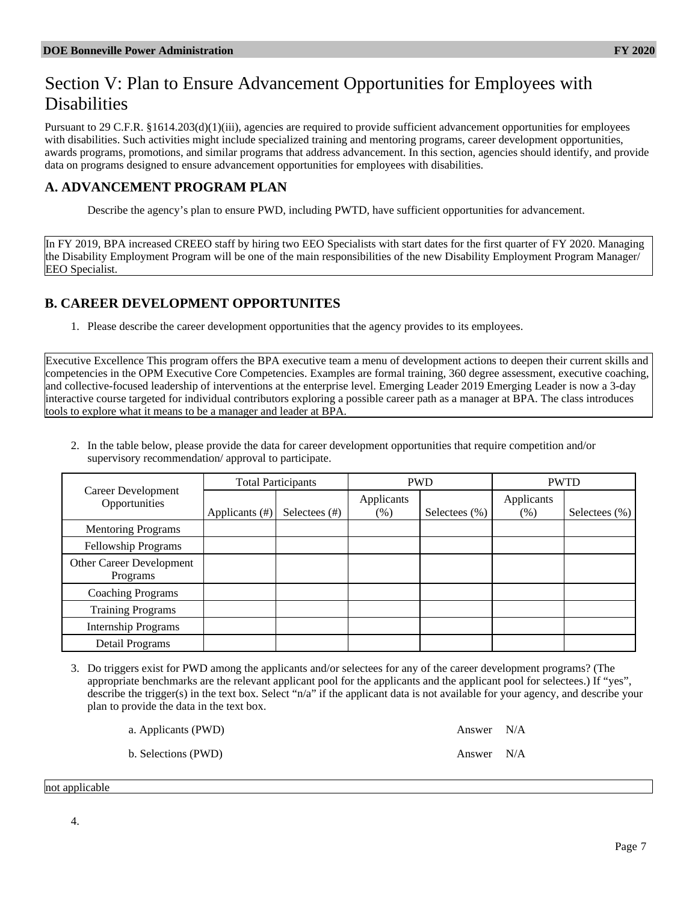# Section V: Plan to Ensure Advancement Opportunities for Employees with Disabilities

Pursuant to 29 C.F.R. §1614.203(d)(1)(iii), agencies are required to provide sufficient advancement opportunities for employees with disabilities. Such activities might include specialized training and mentoring programs, career development opportunities, awards programs, promotions, and similar programs that address advancement. In this section, agencies should identify, and provide data on programs designed to ensure advancement opportunities for employees with disabilities.

## A. ADVANCEMENT PROGRAM PLAN

Describe the agency's plan to ensure PWD, including PWTD, have sufficient opportunities for advancement.

In FY 2019, BPA increased CREEO staff by hiring two EEO Specialists with start dates for the first quarter of FY 2020. Managing the Disability Employment Program will be one of the main responsibilities of the new Disability Employment Program Manager/ EEO Specialist.

## B. CAREER DEVELOPMENT OPPORTUNITES

1. Please describe the career development opportunities that the agency provides to its employees.

Executive Excellence This program offers the BPA executive team a menu of development actions to deepen their current skills and competencies in the OPM Executive Core Competencies. Examples are formal training, 360 degree assessment, executive coaching, and collective-focused leadership of interventions at the enterprise level. Emerging Leader 2019 Emerging Leader is now a 3-day interactive course targeted for individual contributors exploring a possible career path as a manager at BPA. The class introduces tools to explore what it means to be a manager and leader at BPA.

2. In the table below, please provide the data for career development opportunities that require competition and/or supervisory recommendation/ approval to participate.

| Career Development Opportunities | Total Participants | | PWD | | PWTD | |
|---|---|---|---|---|---|---|
| | Applicants (#) | Selectees (#) | Applicants (%) | Selectees (%) | Applicants (%) | Selectees (%) |
| Mentoring Programs | | | | | | |
| Fellowship Programs | | | | | | |
| Other Career Development Programs | | | | | | |
| Coaching Programs | | | | | | |
| Training Programs | | | | | | |
| Internship Programs | | | | | | |
| Detail Programs | | | | | | |

3. Do triggers exist for PWD among the applicants and/or selectees for any of the career development programs? (The appropriate benchmarks are the relevant applicant pool for the applicants and the applicant pool for selectees.) If "yes", describe the trigger(s) in the text box. Select "n/a" if the applicant data is not available for your agency, and describe your plan to provide the data in the text box.

a. Applicants (PWD) Answer N/A

b. Selections (PWD) Answer N/A

not applicable

4.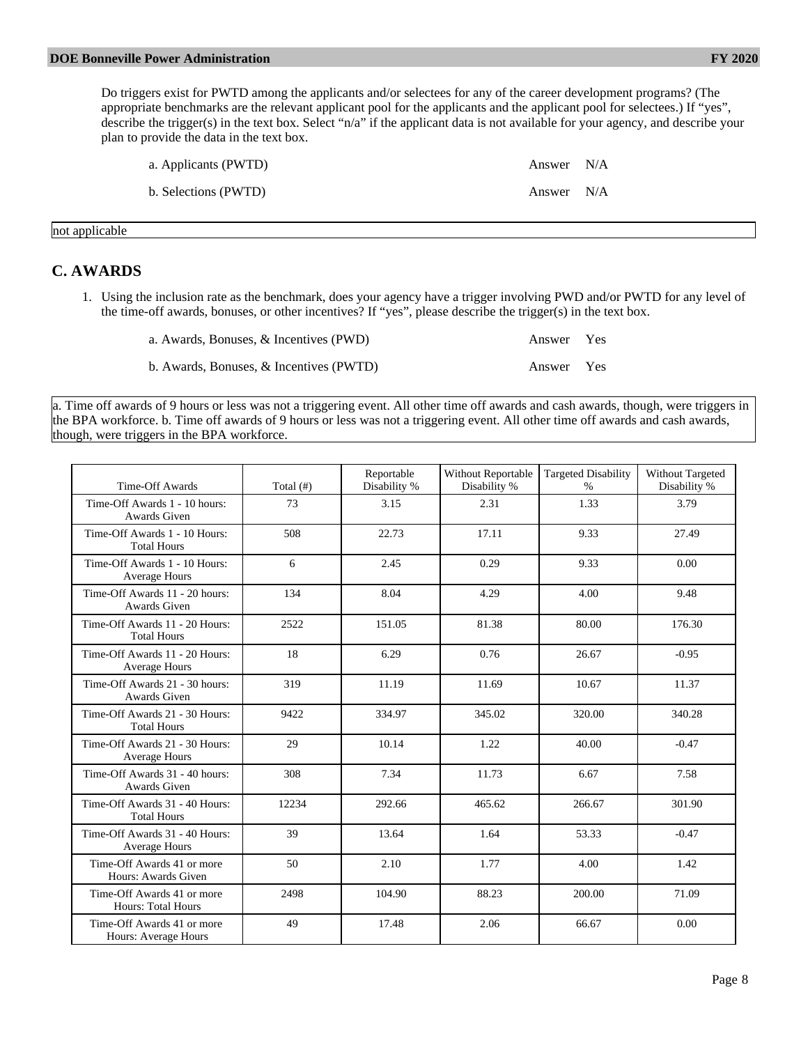Do triggers exist for PWTD among the applicants and/or selectees for any of the career development programs? (The appropriate benchmarks are the relevant applicant pool for the applicants and the applicant pool for selectees.) If "yes", describe the trigger(s) in the text box. Select "n/a" if the applicant data is not available for your agency, and describe your plan to provide the data in the text box.

a. Applicants (PWTD) Answer N/A

b. Selections (PWTD) Answer N/A

not applicable

## C. AWARDS

1. Using the inclusion rate as the benchmark, does your agency have a trigger involving PWD and/or PWTD for any level of the time-off awards, bonuses, or other incentives? If "yes", please describe the trigger(s) in the text box.

a. Awards, Bonuses, & Incentives (PWD) Answer Yes

b. Awards, Bonuses, & Incentives (PWTD) Answer Yes

a. Time off awards of 9 hours or less was not a triggering event. All other time off awards and cash awards, though, were triggers in the BPA workforce. b. Time off awards of 9 hours or less was not a triggering event. All other time off awards and cash awards, though, were triggers in the BPA workforce.

| Time-Off Awards | Total (#) | Reportable Disability % | Without Reportable Disability % | Targeted Disability % | Without Targeted Disability % |
|---|---|---|---|---|---|
| Time-Off Awards 1 - 10 hours: Awards Given | 73 | 3.15 | 2.31 | 1.33 | 3.79 |
| Time-Off Awards 1 - 10 Hours: Total Hours | 508 | 22.73 | 17.11 | 9.33 | 27.49 |
| Time-Off Awards 1 - 10 Hours: Average Hours | 6 | 2.45 | 0.29 | 9.33 | 0.00 |
| Time-Off Awards 11 - 20 hours: Awards Given | 134 | 8.04 | 4.29 | 4.00 | 9.48 |
| Time-Off Awards 11 - 20 Hours: Total Hours | 2522 | 151.05 | 81.38 | 80.00 | 176.30 |
| Time-Off Awards 11 - 20 Hours: Average Hours | 18 | 6.29 | 0.76 | 26.67 | -0.95 |
| Time-Off Awards 21 - 30 hours: Awards Given | 319 | 11.19 | 11.69 | 10.67 | 11.37 |
| Time-Off Awards 21 - 30 Hours: Total Hours | 9422 | 334.97 | 345.02 | 320.00 | 340.28 |
| Time-Off Awards 21 - 30 Hours: Average Hours | 29 | 10.14 | 1.22 | 40.00 | -0.47 |
| Time-Off Awards 31 - 40 hours: Awards Given | 308 | 7.34 | 11.73 | 6.67 | 7.58 |
| Time-Off Awards 31 - 40 Hours: Total Hours | 12234 | 292.66 | 465.62 | 266.67 | 301.90 |
| Time-Off Awards 31 - 40 Hours: Average Hours | 39 | 13.64 | 1.64 | 53.33 | -0.47 |
| Time-Off Awards 41 or more Hours: Awards Given | 50 | 2.10 | 1.77 | 4.00 | 1.42 |
| Time-Off Awards 41 or more Hours: Total Hours | 2498 | 104.90 | 88.23 | 200.00 | 71.09 |
| Time-Off Awards 41 or more Hours: Average Hours | 49 | 17.48 | 2.06 | 66.67 | 0.00 |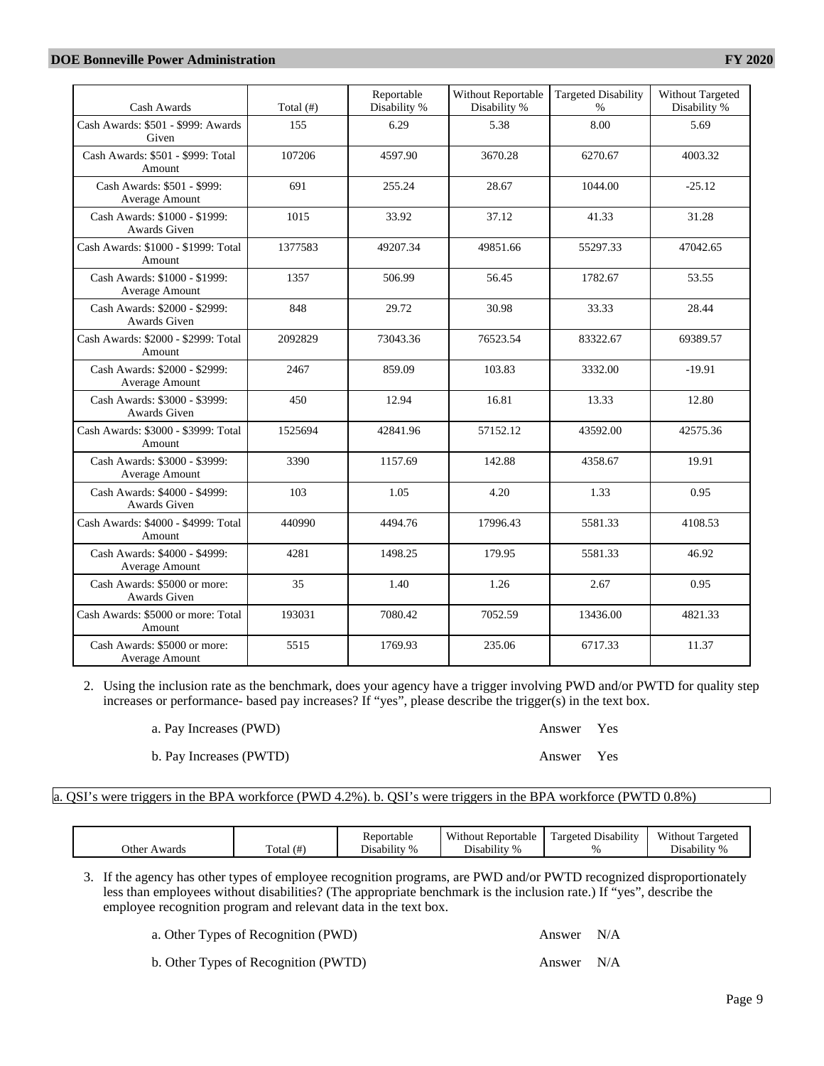| Cash Awards | Total (#) | Reportable Disability % | Without Reportable Disability % | Targeted Disability % | Without Targeted Disability % |
|---|---|---|---|---|---|
| Cash Awards: $501 - $999: Awards Given | 155 | 6.29 | 5.38 | 8.00 | 5.69 |
| Cash Awards: $501 - $999: Total Amount | 107206 | 4597.90 | 3670.28 | 6270.67 | 4003.32 |
| Cash Awards: $501 - $999: Average Amount | 691 | 255.24 | 28.67 | 1044.00 | -25.12 |
| Cash Awards: $1000 - $1999: Awards Given | 1015 | 33.92 | 37.12 | 41.33 | 31.28 |
| Cash Awards: $1000 - $1999: Total Amount | 1377583 | 49207.34 | 49851.66 | 55297.33 | 47042.65 |
| Cash Awards: $1000 - $1999: Average Amount | 1357 | 506.99 | 56.45 | 1782.67 | 53.55 |
| Cash Awards: $2000 - $2999: Awards Given | 848 | 29.72 | 30.98 | 33.33 | 28.44 |
| Cash Awards: $2000 - $2999: Total Amount | 2092829 | 73043.36 | 76523.54 | 83322.67 | 69389.57 |
| Cash Awards: $2000 - $2999: Average Amount | 2467 | 859.09 | 103.83 | 3332.00 | -19.91 |
| Cash Awards: $3000 - $3999: Awards Given | 450 | 12.94 | 16.81 | 13.33 | 12.80 |
| Cash Awards: $3000 - $3999: Total Amount | 1525694 | 42841.96 | 57152.12 | 43592.00 | 42575.36 |
| Cash Awards: $3000 - $3999: Average Amount | 3390 | 1157.69 | 142.88 | 4358.67 | 19.91 |
| Cash Awards: $4000 - $4999: Awards Given | 103 | 1.05 | 4.20 | 1.33 | 0.95 |
| Cash Awards: $4000 - $4999: Total Amount | 440990 | 4494.76 | 17996.43 | 5581.33 | 4108.53 |
| Cash Awards: $4000 - $4999: Average Amount | 4281 | 1498.25 | 179.95 | 5581.33 | 46.92 |
| Cash Awards: $5000 or more: Awards Given | 35 | 1.40 | 1.26 | 2.67 | 0.95 |
| Cash Awards: $5000 or more: Total Amount | 193031 | 7080.42 | 7052.59 | 13436.00 | 4821.33 |
| Cash Awards: $5000 or more: Average Amount | 5515 | 1769.93 | 235.06 | 6717.33 | 11.37 |

2. Using the inclusion rate as the benchmark, does your agency have a trigger involving PWD and/or PWTD for quality step increases or performance- based pay increases? If "yes", please describe the trigger(s) in the text box.

a. Pay Increases (PWD) Answer Yes

b. Pay Increases (PWTD) Answer Yes

a. QSI's were triggers in the BPA workforce (PWD 4.2%). b. QSI's were triggers in the BPA workforce (PWTD 0.8%)

| Other Awards | Total (#) | Reportable Disability % | Without Reportable Disability % | Targeted Disability % | Without Targeted Disability % |
|---|---|---|---|---|---|

3. If the agency has other types of employee recognition programs, are PWD and/or PWTD recognized disproportionately less than employees without disabilities? (The appropriate benchmark is the inclusion rate.) If "yes", describe the employee recognition program and relevant data in the text box.

a. Other Types of Recognition (PWD) Answer N/A

b. Other Types of Recognition (PWTD) Answer N/A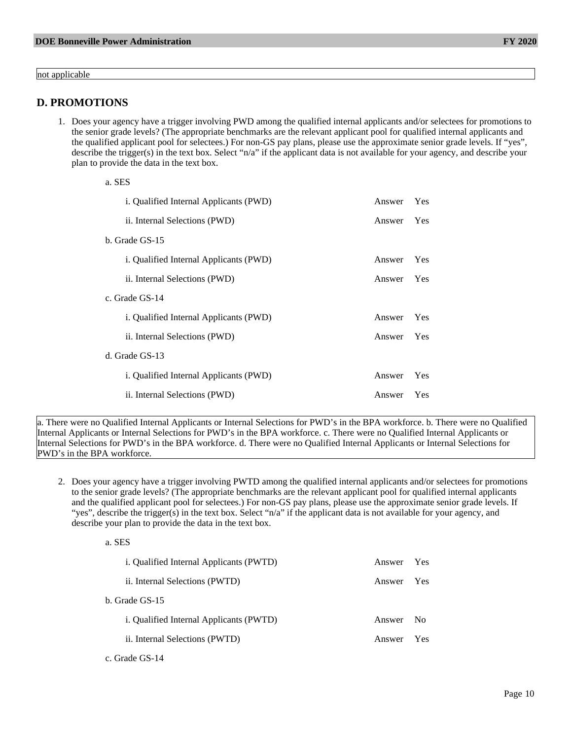not applicable

## D. PROMOTIONS

1. Does your agency have a trigger involving PWD among the qualified internal applicants and/or selectees for promotions to the senior grade levels? (The appropriate benchmarks are the relevant applicant pool for qualified internal applicants and the qualified applicant pool for selectees.) For non-GS pay plans, please use the approximate senior grade levels. If "yes", describe the trigger(s) in the text box. Select "n/a" if the applicant data is not available for your agency, and describe your plan to provide the data in the text box.

   a. SES

      i. Qualified Internal Applicants (PWD) — Answer: Yes

      ii. Internal Selections (PWD) — Answer: Yes

   b. Grade GS-15

      i. Qualified Internal Applicants (PWD) — Answer: Yes

      ii. Internal Selections (PWD) — Answer: Yes

   c. Grade GS-14

      i. Qualified Internal Applicants (PWD) — Answer: Yes

      ii. Internal Selections (PWD) — Answer: Yes

   d. Grade GS-13

      i. Qualified Internal Applicants (PWD) — Answer: Yes

      ii. Internal Selections (PWD) — Answer: Yes

a. There were no Qualified Internal Applicants or Internal Selections for PWD's in the BPA workforce. b. There were no Qualified Internal Applicants or Internal Selections for PWD's in the BPA workforce. c. There were no Qualified Internal Applicants or Internal Selections for PWD's in the BPA workforce. d. There were no Qualified Internal Applicants or Internal Selections for PWD's in the BPA workforce.

2. Does your agency have a trigger involving PWTD among the qualified internal applicants and/or selectees for promotions to the senior grade levels? (The appropriate benchmarks are the relevant applicant pool for qualified internal applicants and the qualified applicant pool for selectees.) For non-GS pay plans, please use the approximate senior grade levels. If "yes", describe the trigger(s) in the text box. Select "n/a" if the applicant data is not available for your agency, and describe your plan to provide the data in the text box.

   a. SES

      i. Qualified Internal Applicants (PWTD) — Answer: Yes

      ii. Internal Selections (PWTD) — Answer: Yes

   b. Grade GS-15

      i. Qualified Internal Applicants (PWTD) — Answer: No

      ii. Internal Selections (PWTD) — Answer: Yes

   c. Grade GS-14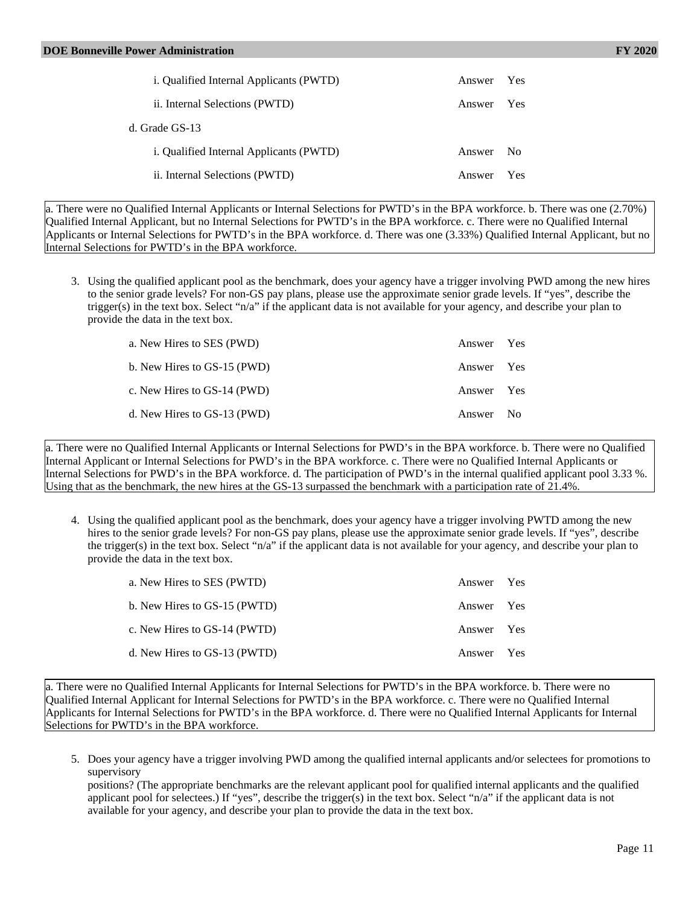i. Qualified Internal Applicants (PWTD) Answer Yes

ii. Internal Selections (PWTD) Answer Yes

d. Grade GS-13

i. Qualified Internal Applicants (PWTD) Answer No

ii. Internal Selections (PWTD) Answer Yes

a. There were no Qualified Internal Applicants or Internal Selections for PWTD's in the BPA workforce. b. There was one (2.70%) Qualified Internal Applicant, but no Internal Selections for PWTD's in the BPA workforce. c. There were no Qualified Internal Applicants or Internal Selections for PWTD's in the BPA workforce. d. There was one (3.33%) Qualified Internal Applicant, but no Internal Selections for PWTD's in the BPA workforce.

3. Using the qualified applicant pool as the benchmark, does your agency have a trigger involving PWD among the new hires to the senior grade levels? For non-GS pay plans, please use the approximate senior grade levels. If "yes", describe the trigger(s) in the text box. Select "n/a" if the applicant data is not available for your agency, and describe your plan to provide the data in the text box.

a. New Hires to SES (PWD) Answer Yes

b. New Hires to GS-15 (PWD) Answer Yes

c. New Hires to GS-14 (PWD) Answer Yes

d. New Hires to GS-13 (PWD) Answer No

a. There were no Qualified Internal Applicants or Internal Selections for PWD's in the BPA workforce. b. There were no Qualified Internal Applicant or Internal Selections for PWD's in the BPA workforce. c. There were no Qualified Internal Applicants or Internal Selections for PWD's in the BPA workforce. d. The participation of PWD's in the internal qualified applicant pool 3.33 %. Using that as the benchmark, the new hires at the GS-13 surpassed the benchmark with a participation rate of 21.4%.

4. Using the qualified applicant pool as the benchmark, does your agency have a trigger involving PWTD among the new hires to the senior grade levels? For non-GS pay plans, please use the approximate senior grade levels. If "yes", describe the trigger(s) in the text box. Select "n/a" if the applicant data is not available for your agency, and describe your plan to provide the data in the text box.

a. New Hires to SES (PWTD) Answer Yes

b. New Hires to GS-15 (PWTD) Answer Yes

c. New Hires to GS-14 (PWTD) Answer Yes

d. New Hires to GS-13 (PWTD) Answer Yes

a. There were no Qualified Internal Applicants for Internal Selections for PWTD's in the BPA workforce. b. There were no Qualified Internal Applicant for Internal Selections for PWTD's in the BPA workforce. c. There were no Qualified Internal Applicants for Internal Selections for PWTD's in the BPA workforce. d. There were no Qualified Internal Applicants for Internal Selections for PWTD's in the BPA workforce.

5. Does your agency have a trigger involving PWD among the qualified internal applicants and/or selectees for promotions to supervisory
positions? (The appropriate benchmarks are the relevant applicant pool for qualified internal applicants and the qualified applicant pool for selectees.) If "yes", describe the trigger(s) in the text box. Select "n/a" if the applicant data is not available for your agency, and describe your plan to provide the data in the text box.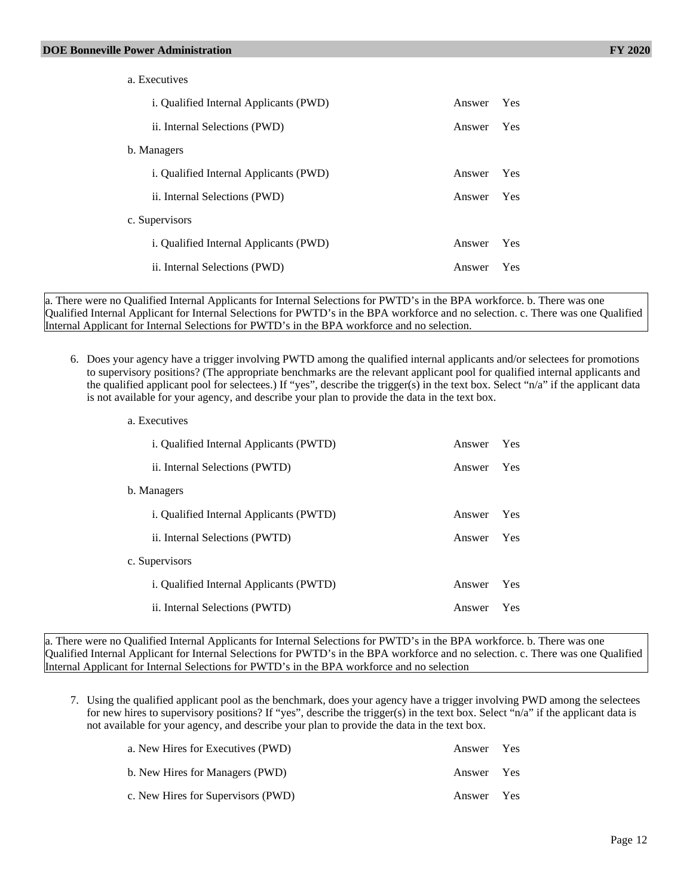a. Executives

i. Qualified Internal Applicants (PWD) Answer Yes

ii. Internal Selections (PWD) Answer Yes

b. Managers

i. Qualified Internal Applicants (PWD) Answer Yes

ii. Internal Selections (PWD) Answer Yes

c. Supervisors

i. Qualified Internal Applicants (PWD) Answer Yes

ii. Internal Selections (PWD) Answer Yes

a. There were no Qualified Internal Applicants for Internal Selections for PWTD's in the BPA workforce. b. There was one Qualified Internal Applicant for Internal Selections for PWTD's in the BPA workforce and no selection. c. There was one Qualified Internal Applicant for Internal Selections for PWTD's in the BPA workforce and no selection.

6. Does your agency have a trigger involving PWTD among the qualified internal applicants and/or selectees for promotions to supervisory positions? (The appropriate benchmarks are the relevant applicant pool for qualified internal applicants and the qualified applicant pool for selectees.) If "yes", describe the trigger(s) in the text box. Select "n/a" if the applicant data is not available for your agency, and describe your plan to provide the data in the text box.

a. Executives

i. Qualified Internal Applicants (PWTD) Answer Yes

ii. Internal Selections (PWTD) Answer Yes

b. Managers

i. Qualified Internal Applicants (PWTD) Answer Yes

ii. Internal Selections (PWTD) Answer Yes

c. Supervisors

i. Qualified Internal Applicants (PWTD) Answer Yes

ii. Internal Selections (PWTD) Answer Yes

a. There were no Qualified Internal Applicants for Internal Selections for PWTD's in the BPA workforce. b. There was one Qualified Internal Applicant for Internal Selections for PWTD's in the BPA workforce and no selection. c. There was one Qualified Internal Applicant for Internal Selections for PWTD's in the BPA workforce and no selection

7. Using the qualified applicant pool as the benchmark, does your agency have a trigger involving PWD among the selectees for new hires to supervisory positions? If "yes", describe the trigger(s) in the text box. Select "n/a" if the applicant data is not available for your agency, and describe your plan to provide the data in the text box.

a. New Hires for Executives (PWD) Answer Yes

b. New Hires for Managers (PWD) Answer Yes

c. New Hires for Supervisors (PWD) Answer Yes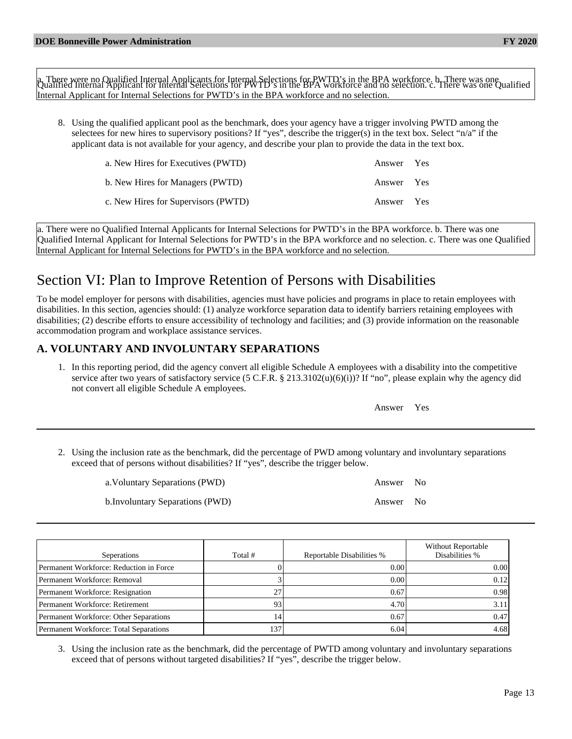a. There were no Qualified Internal Applicants for Internal Selections for PWTD's in the BPA workforce. b. There was one Qualified Internal Applicant for Internal Selections for PWTD's in the BPA workforce and no selection. c. There was one Qualified Internal Applicant for Internal Selections for PWTD's in the BPA workforce and no selection.

8. Using the qualified applicant pool as the benchmark, does your agency have a trigger involving PWTD among the selectees for new hires to supervisory positions? If "yes", describe the trigger(s) in the text box. Select "n/a" if the applicant data is not available for your agency, and describe your plan to provide the data in the text box.

| | |
|---|---|
| a. New Hires for Executives (PWTD) | Answer Yes |
| b. New Hires for Managers (PWTD) | Answer Yes |
| c. New Hires for Supervisors (PWTD) | Answer Yes |

a. There were no Qualified Internal Applicants for Internal Selections for PWTD's in the BPA workforce. b. There was one Qualified Internal Applicant for Internal Selections for PWTD's in the BPA workforce and no selection. c. There was one Qualified Internal Applicant for Internal Selections for PWTD's in the BPA workforce and no selection.

# Section VI: Plan to Improve Retention of Persons with Disabilities

To be model employer for persons with disabilities, agencies must have policies and programs in place to retain employees with disabilities. In this section, agencies should: (1) analyze workforce separation data to identify barriers retaining employees with disabilities; (2) describe efforts to ensure accessibility of technology and facilities; and (3) provide information on the reasonable accommodation program and workplace assistance services.

## A. VOLUNTARY AND INVOLUNTARY SEPARATIONS

1. In this reporting period, did the agency convert all eligible Schedule A employees with a disability into the competitive service after two years of satisfactory service (5 C.F.R. § 213.3102(u)(6)(i))? If "no", please explain why the agency did not convert all eligible Schedule A employees.

Answer Yes

2. Using the inclusion rate as the benchmark, did the percentage of PWD among voluntary and involuntary separations exceed that of persons without disabilities? If "yes", describe the trigger below.

| | |
|---|---|
| a.Voluntary Separations (PWD) | Answer No |
| b.Involuntary Separations (PWD) | Answer No |

| Seperations | Total # | Reportable Disabilities % | Without Reportable Disabilities % |
|---|---|---|---|
| Permanent Workforce: Reduction in Force | 0 | 0.00 | 0.00 |
| Permanent Workforce: Removal | 3 | 0.00 | 0.12 |
| Permanent Workforce: Resignation | 27 | 0.67 | 0.98 |
| Permanent Workforce: Retirement | 93 | 4.70 | 3.11 |
| Permanent Workforce: Other Separations | 14 | 0.67 | 0.47 |
| Permanent Workforce: Total Separations | 137 | 6.04 | 4.68 |

3. Using the inclusion rate as the benchmark, did the percentage of PWTD among voluntary and involuntary separations exceed that of persons without targeted disabilities? If "yes", describe the trigger below.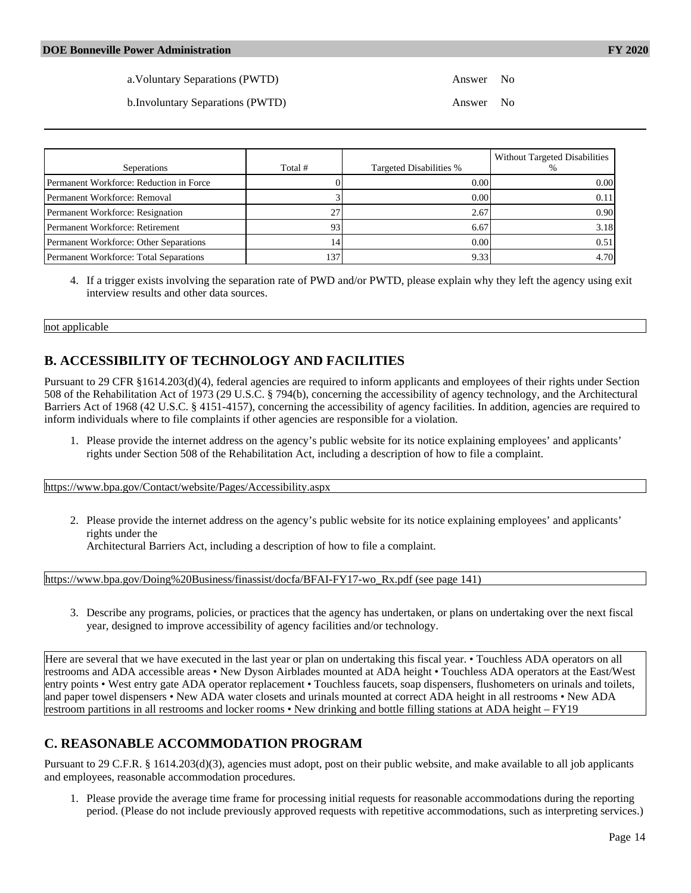a. Voluntary Separations (PWTD) Answer No

b. Involuntary Separations (PWTD) Answer No

| Seperations | Total # | Targeted Disabilities % | Without Targeted Disabilities % |
|---|---|---|---|
| Permanent Workforce: Reduction in Force | 0 | 0.00 | 0.00 |
| Permanent Workforce: Removal | 3 | 0.00 | 0.11 |
| Permanent Workforce: Resignation | 27 | 2.67 | 0.90 |
| Permanent Workforce: Retirement | 93 | 6.67 | 3.18 |
| Permanent Workforce: Other Separations | 14 | 0.00 | 0.51 |
| Permanent Workforce: Total Separations | 137 | 9.33 | 4.70 |

4. If a trigger exists involving the separation rate of PWD and/or PWTD, please explain why they left the agency using exit interview results and other data sources.

not applicable

## B. ACCESSIBILITY OF TECHNOLOGY AND FACILITIES

Pursuant to 29 CFR §1614.203(d)(4), federal agencies are required to inform applicants and employees of their rights under Section 508 of the Rehabilitation Act of 1973 (29 U.S.C. § 794(b), concerning the accessibility of agency technology, and the Architectural Barriers Act of 1968 (42 U.S.C. § 4151-4157), concerning the accessibility of agency facilities. In addition, agencies are required to inform individuals where to file complaints if other agencies are responsible for a violation.

1. Please provide the internet address on the agency's public website for its notice explaining employees' and applicants' rights under Section 508 of the Rehabilitation Act, including a description of how to file a complaint.

https://www.bpa.gov/Contact/website/Pages/Accessibility.aspx

2. Please provide the internet address on the agency's public website for its notice explaining employees' and applicants' rights under the
Architectural Barriers Act, including a description of how to file a complaint.

https://www.bpa.gov/Doing%20Business/finassist/docfa/BFAI-FY17-wo_Rx.pdf (see page 141)

3. Describe any programs, policies, or practices that the agency has undertaken, or plans on undertaking over the next fiscal year, designed to improve accessibility of agency facilities and/or technology.

Here are several that we have executed in the last year or plan on undertaking this fiscal year. • Touchless ADA operators on all restrooms and ADA accessible areas • New Dyson Airblades mounted at ADA height • Touchless ADA operators at the East/West entry points • West entry gate ADA operator replacement • Touchless faucets, soap dispensers, flushometers on urinals and toilets, and paper towel dispensers • New ADA water closets and urinals mounted at correct ADA height in all restrooms • New ADA restroom partitions in all restrooms and locker rooms • New drinking and bottle filling stations at ADA height – FY19

## C. REASONABLE ACCOMMODATION PROGRAM

Pursuant to 29 C.F.R. § 1614.203(d)(3), agencies must adopt, post on their public website, and make available to all job applicants and employees, reasonable accommodation procedures.

1. Please provide the average time frame for processing initial requests for reasonable accommodations during the reporting period. (Please do not include previously approved requests with repetitive accommodations, such as interpreting services.)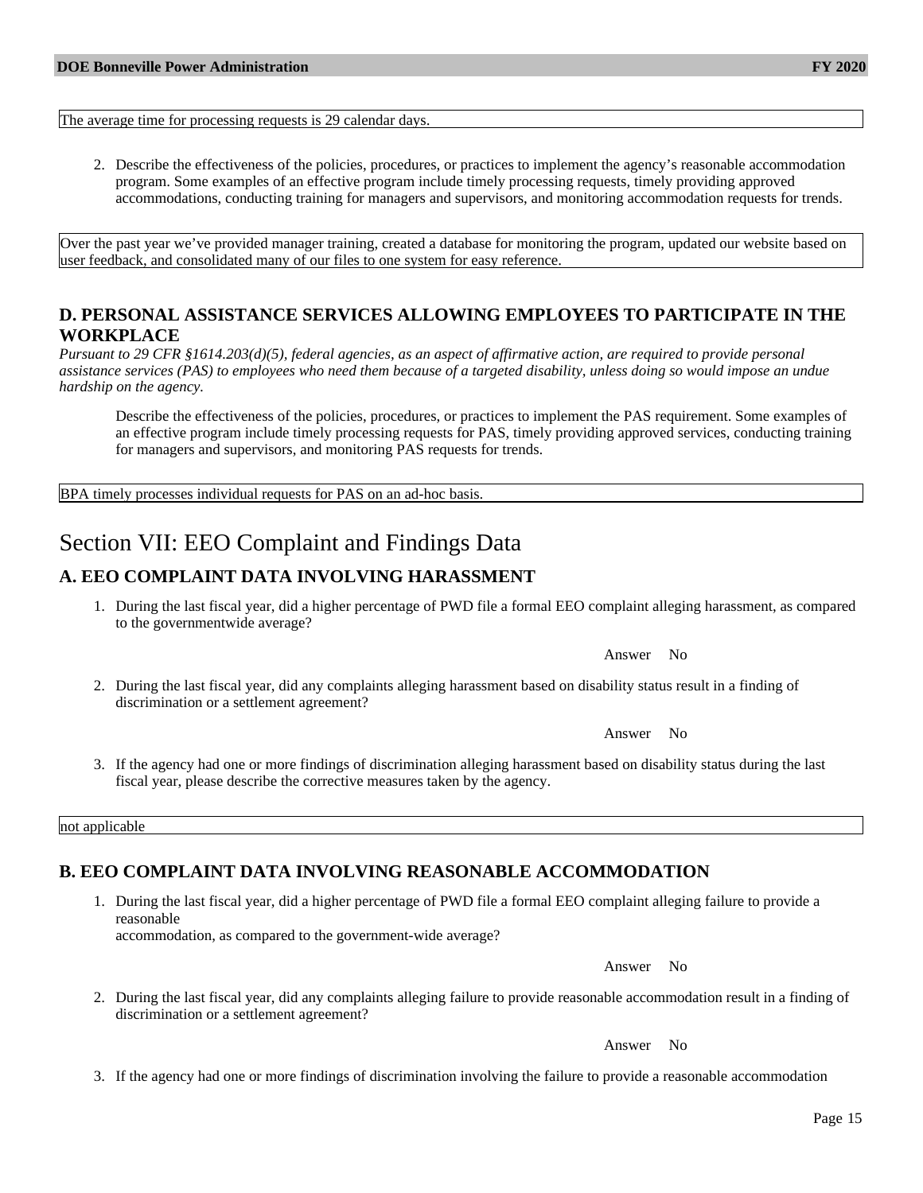The average time for processing requests is 29 calendar days.

2. Describe the effectiveness of the policies, procedures, or practices to implement the agency's reasonable accommodation program. Some examples of an effective program include timely processing requests, timely providing approved accommodations, conducting training for managers and supervisors, and monitoring accommodation requests for trends.

Over the past year we've provided manager training, created a database for monitoring the program, updated our website based on user feedback, and consolidated many of our files to one system for easy reference.

### D. PERSONAL ASSISTANCE SERVICES ALLOWING EMPLOYEES TO PARTICIPATE IN THE WORKPLACE

*Pursuant to 29 CFR §1614.203(d)(5), federal agencies, as an aspect of affirmative action, are required to provide personal assistance services (PAS) to employees who need them because of a targeted disability, unless doing so would impose an undue hardship on the agency.*

Describe the effectiveness of the policies, procedures, or practices to implement the PAS requirement. Some examples of an effective program include timely processing requests for PAS, timely providing approved services, conducting training for managers and supervisors, and monitoring PAS requests for trends.

BPA timely processes individual requests for PAS on an ad-hoc basis.

## Section VII: EEO Complaint and Findings Data

### A. EEO COMPLAINT DATA INVOLVING HARASSMENT

1. During the last fiscal year, did a higher percentage of PWD file a formal EEO complaint alleging harassment, as compared to the governmentwide average?

   Answer No

2. During the last fiscal year, did any complaints alleging harassment based on disability status result in a finding of discrimination or a settlement agreement?

   Answer No

3. If the agency had one or more findings of discrimination alleging harassment based on disability status during the last fiscal year, please describe the corrective measures taken by the agency.

not applicable

### B. EEO COMPLAINT DATA INVOLVING REASONABLE ACCOMMODATION

1. During the last fiscal year, did a higher percentage of PWD file a formal EEO complaint alleging failure to provide a reasonable accommodation, as compared to the government-wide average?

   Answer No

2. During the last fiscal year, did any complaints alleging failure to provide reasonable accommodation result in a finding of discrimination or a settlement agreement?

   Answer No

3. If the agency had one or more findings of discrimination involving the failure to provide a reasonable accommodation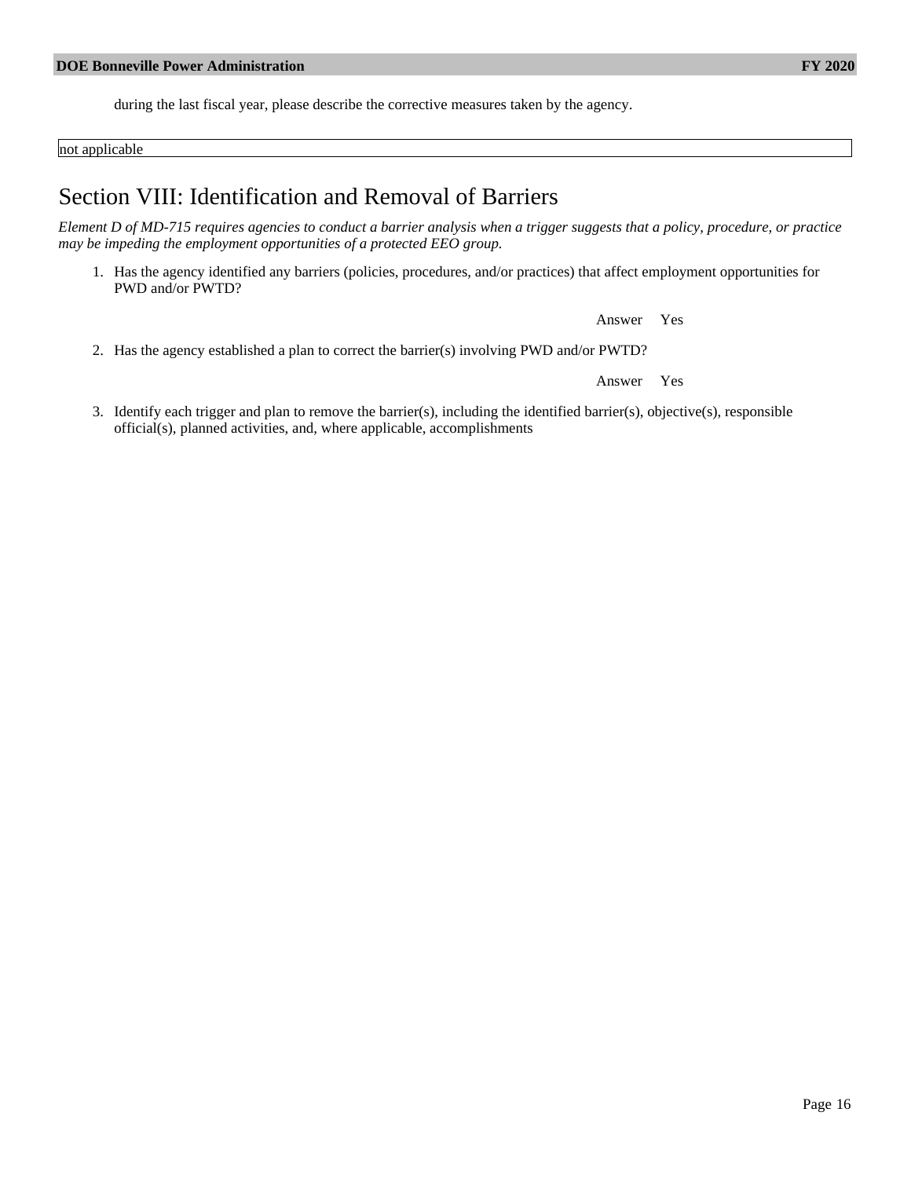during the last fiscal year, please describe the corrective measures taken by the agency.

| not applicable |
|---|

# Section VIII: Identification and Removal of Barriers

*Element D of MD-715 requires agencies to conduct a barrier analysis when a trigger suggests that a policy, procedure, or practice may be impeding the employment opportunities of a protected EEO group.*

1. Has the agency identified any barriers (policies, procedures, and/or practices) that affect employment opportunities for PWD and/or PWTD?

   Answer Yes

2. Has the agency established a plan to correct the barrier(s) involving PWD and/or PWTD?

   Answer Yes

3. Identify each trigger and plan to remove the barrier(s), including the identified barrier(s), objective(s), responsible official(s), planned activities, and, where applicable, accomplishments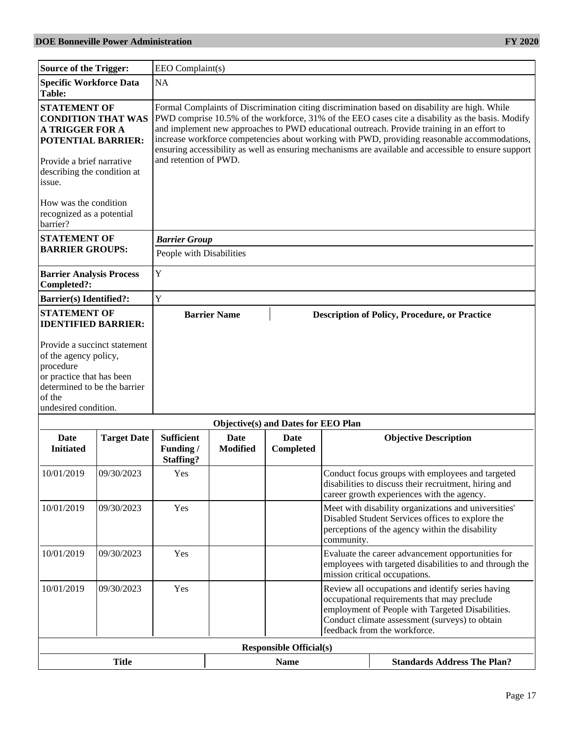| | |
|---|---|
| **Source of the Trigger:** | EEO Complaint(s) |
| **Specific Workforce Data Table:** | NA |
| **STATEMENT OF CONDITION THAT WAS A TRIGGER FOR A POTENTIAL BARRIER:** Provide a brief narrative describing the condition at issue. How was the condition recognized as a potential barrier? | Formal Complaints of Discrimination citing discrimination based on disability are high. While PWD comprise 10.5% of the workforce, 31% of the EEO cases cite a disability as the basis. Modify and implement new approaches to PWD educational outreach. Provide training in an effort to increase workforce competencies about working with PWD, providing reasonable accommodations, ensuring accessibility as well as ensuring mechanisms are available and accessible to ensure support and retention of PWD. |
| **STATEMENT OF BARRIER GROUPS:** | ***Barrier Group*** People with Disabilities |
| **Barrier Analysis Process Completed?:** | Y |
| **Barrier(s) Identified?:** | Y |
| **STATEMENT OF IDENTIFIED BARRIER:** Provide a succinct statement of the agency policy, procedure or practice that has been determined to be the barrier of the undesired condition. | **Barrier Name** / **Description of Policy, Procedure, or Practice** |

**Objective(s) and Dates for EEO Plan**

| Date Initiated | Target Date | Sufficient Funding / Staffing? | Date Modified | Date Completed | Objective Description |
|---|---|---|---|---|---|
| 10/01/2019 | 09/30/2023 | Yes | | | Conduct focus groups with employees and targeted disabilities to discuss their recruitment, hiring and career growth experiences with the agency. |
| 10/01/2019 | 09/30/2023 | Yes | | | Meet with disability organizations and universities' Disabled Student Services offices to explore the perceptions of the agency within the disability community. |
| 10/01/2019 | 09/30/2023 | Yes | | | Evaluate the career advancement opportunities for employees with targeted disabilities to and through the mission critical occupations. |
| 10/01/2019 | 09/30/2023 | Yes | | | Review all occupations and identify series having occupational requirements that may preclude employment of People with Targeted Disabilities. Conduct climate assessment (surveys) to obtain feedback from the workforce. |

**Responsible Official(s)**

| Title | Name | Standards Address The Plan? |
|---|---|---|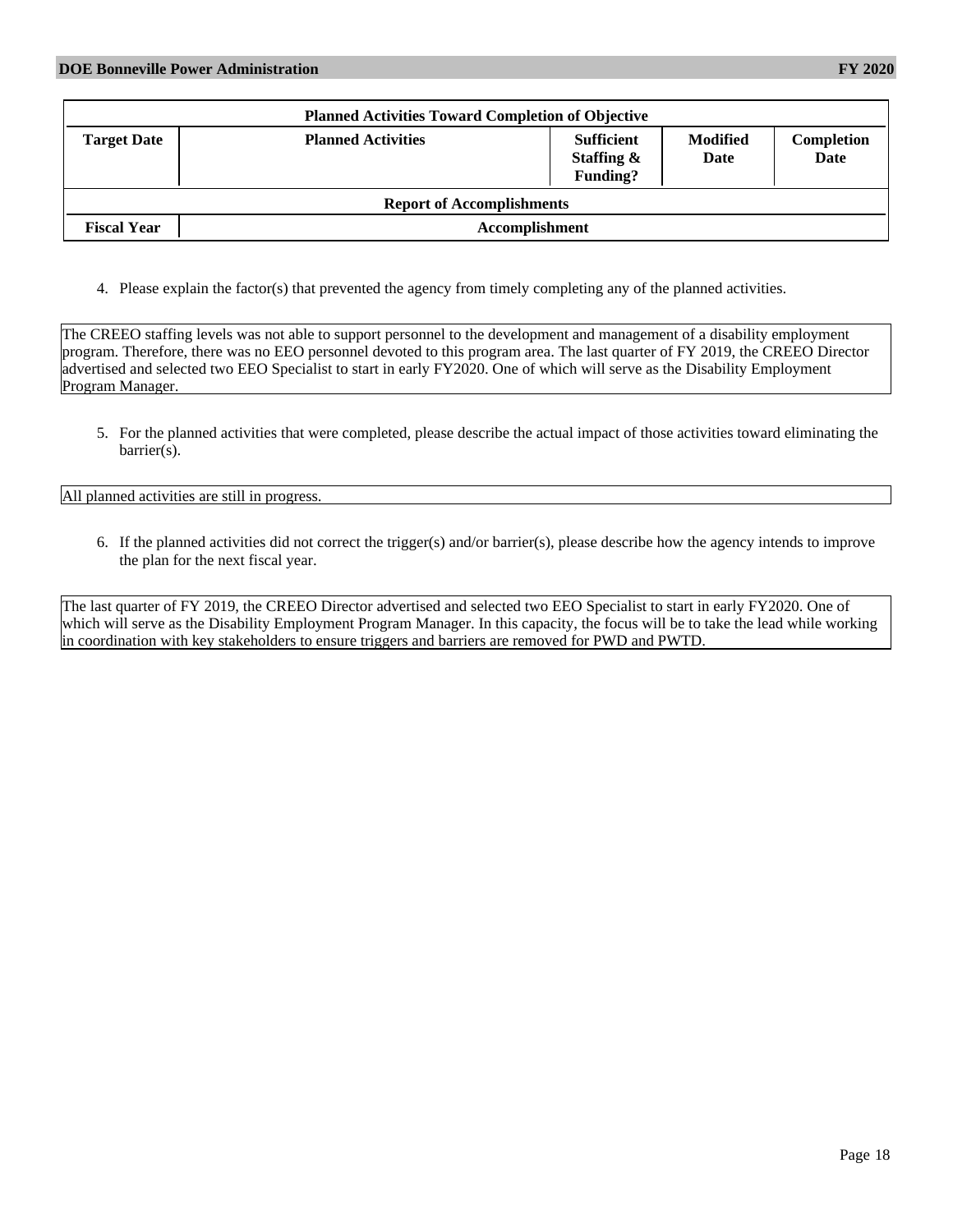| Planned Activities Toward Completion of Objective | | | | |
|---|---|---|---|---|
| **Target Date** | **Planned Activities** | **Sufficient Staffing & Funding?** | **Modified Date** | **Completion Date** |

| Report of Accomplishments | |
|---|---|
| **Fiscal Year** | **Accomplishment** |

4. Please explain the factor(s) that prevented the agency from timely completing any of the planned activities.

The CREEO staffing levels was not able to support personnel to the development and management of a disability employment program. Therefore, there was no EEO personnel devoted to this program area. The last quarter of FY 2019, the CREEO Director advertised and selected two EEO Specialist to start in early FY2020. One of which will serve as the Disability Employment Program Manager.

5. For the planned activities that were completed, please describe the actual impact of those activities toward eliminating the barrier(s).

All planned activities are still in progress.

6. If the planned activities did not correct the trigger(s) and/or barrier(s), please describe how the agency intends to improve the plan for the next fiscal year.

The last quarter of FY 2019, the CREEO Director advertised and selected two EEO Specialist to start in early FY2020. One of which will serve as the Disability Employment Program Manager. In this capacity, the focus will be to take the lead while working in coordination with key stakeholders to ensure triggers and barriers are removed for PWD and PWTD.